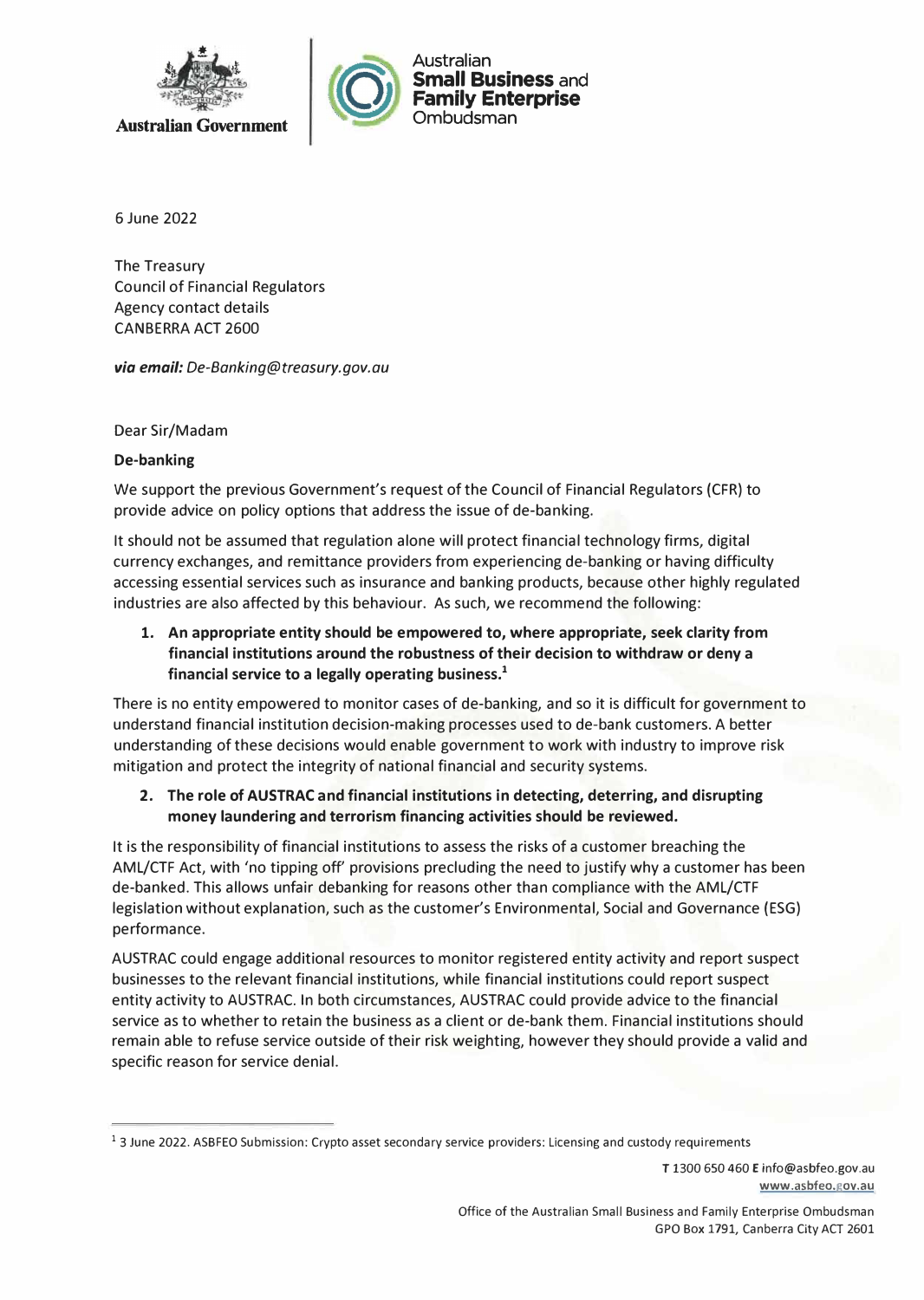Australian Government | Australian Small Business and Family Enterprise Ombudsman

6 June 2022

The Treasury
Council of Financial Regulators
Agency contact details
CANBERRA ACT 2600

***via email:*** *De-Banking@treasury.gov.au*

Dear Sir/Madam

**De-banking**

We support the previous Government's request of the Council of Financial Regulators (CFR) to provide advice on policy options that address the issue of de-banking.

It should not be assumed that regulation alone will protect financial technology firms, digital currency exchanges, and remittance providers from experiencing de-banking or having difficulty accessing essential services such as insurance and banking products, because other highly regulated industries are also affected by this behaviour. As such, we recommend the following:

1. **An appropriate entity should be empowered to, where appropriate, seek clarity from financial institutions around the robustness of their decision to withdraw or deny a financial service to a legally operating business.[1]**

There is no entity empowered to monitor cases of de-banking, and so it is difficult for government to understand financial institution decision-making processes used to de-bank customers. A better understanding of these decisions would enable government to work with industry to improve risk mitigation and protect the integrity of national financial and security systems.

2. **The role of AUSTRAC and financial institutions in detecting, deterring, and disrupting money laundering and terrorism financing activities should be reviewed.**

It is the responsibility of financial institutions to assess the risks of a customer breaching the AML/CTF Act, with 'no tipping off' provisions precluding the need to justify why a customer has been de-banked. This allows unfair debanking for reasons other than compliance with the AML/CTF legislation without explanation, such as the customer's Environmental, Social and Governance (ESG) performance.

AUSTRAC could engage additional resources to monitor registered entity activity and report suspect businesses to the relevant financial institutions, while financial institutions could report suspect entity activity to AUSTRAC. In both circumstances, AUSTRAC could provide advice to the financial service as to whether to retain the business as a client or de-bank them. Financial institutions should remain able to refuse service outside of their risk weighting, however they should provide a valid and specific reason for service denial.

---

[1] 3 June 2022. ASBFEO Submission: Crypto asset secondary service providers: Licensing and custody requirements

**T** 1300 650 460 **E** info@asbfeo.gov.au
www.asbfeo.gov.au

Office of the Australian Small Business and Family Enterprise Ombudsman
GPO Box 1791, Canberra City ACT 2601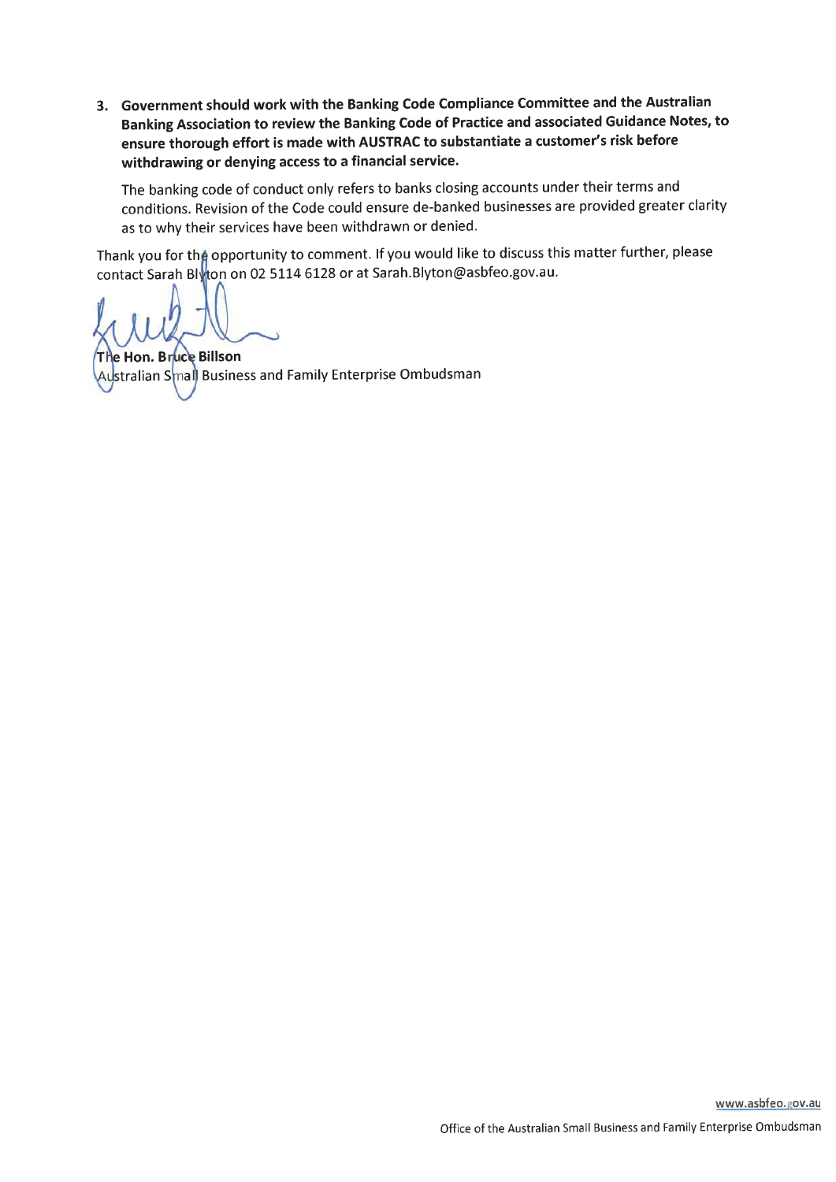3. **Government should work with the Banking Code Compliance Committee and the Australian Banking Association to review the Banking Code of Practice and associated Guidance Notes, to ensure thorough effort is made with AUSTRAC to substantiate a customer's risk before withdrawing or denying access to a financial service.**

   The banking code of conduct only refers to banks closing accounts under their terms and conditions. Revision of the Code could ensure de-banked businesses are provided greater clarity as to why their services have been withdrawn or denied.

Thank you for the opportunity to comment. If you would like to discuss this matter further, please contact Sarah Blyton on 02 5114 6128 or at Sarah.Blyton@asbfeo.gov.au.

**The Hon. Bruce Billson**
Australian Small Business and Family Enterprise Ombudsman

www.asbfeo.gov.au

Office of the Australian Small Business and Family Enterprise Ombudsman